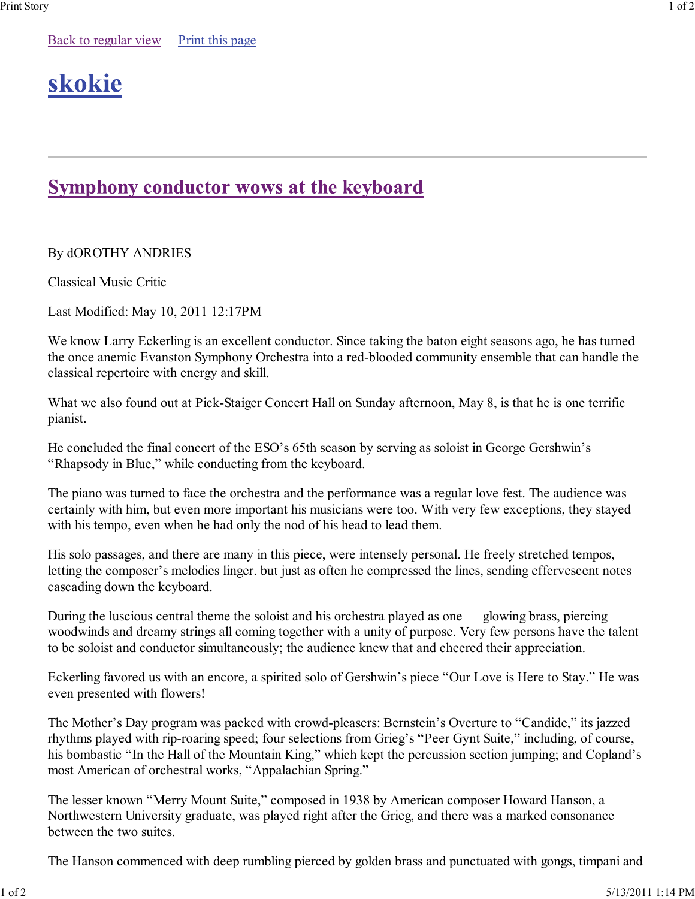[Back to regular view](#) [Print this page](#)

# skokie

## Symphony conductor wows at the keyboard

By dOROTHY ANDRIES

Classical Music Critic

Last Modified: May 10, 2011 12:17PM

We know Larry Eckerling is an excellent conductor. Since taking the baton eight seasons ago, he has turned the once anemic Evanston Symphony Orchestra into a red-blooded community ensemble that can handle the classical repertoire with energy and skill.

What we also found out at Pick-Staiger Concert Hall on Sunday afternoon, May 8, is that he is one terrific pianist.

He concluded the final concert of the ESO's 65th season by serving as soloist in George Gershwin's "Rhapsody in Blue," while conducting from the keyboard.

The piano was turned to face the orchestra and the performance was a regular love fest. The audience was certainly with him, but even more important his musicians were too. With very few exceptions, they stayed with his tempo, even when he had only the nod of his head to lead them.

His solo passages, and there are many in this piece, were intensely personal. He freely stretched tempos, letting the composer's melodies linger. but just as often he compressed the lines, sending effervescent notes cascading down the keyboard.

During the luscious central theme the soloist and his orchestra played as one — glowing brass, piercing woodwinds and dreamy strings all coming together with a unity of purpose. Very few persons have the talent to be soloist and conductor simultaneously; the audience knew that and cheered their appreciation.

Eckerling favored us with an encore, a spirited solo of Gershwin's piece "Our Love is Here to Stay." He was even presented with flowers!

The Mother's Day program was packed with crowd-pleasers: Bernstein's Overture to "Candide," its jazzed rhythms played with rip-roaring speed; four selections from Grieg's "Peer Gynt Suite," including, of course, his bombastic "In the Hall of the Mountain King," which kept the percussion section jumping; and Copland's most American of orchestral works, "Appalachian Spring."

The lesser known "Merry Mount Suite," composed in 1938 by American composer Howard Hanson, a Northwestern University graduate, was played right after the Grieg, and there was a marked consonance between the two suites.

The Hanson commenced with deep rumbling pierced by golden brass and punctuated with gongs, timpani and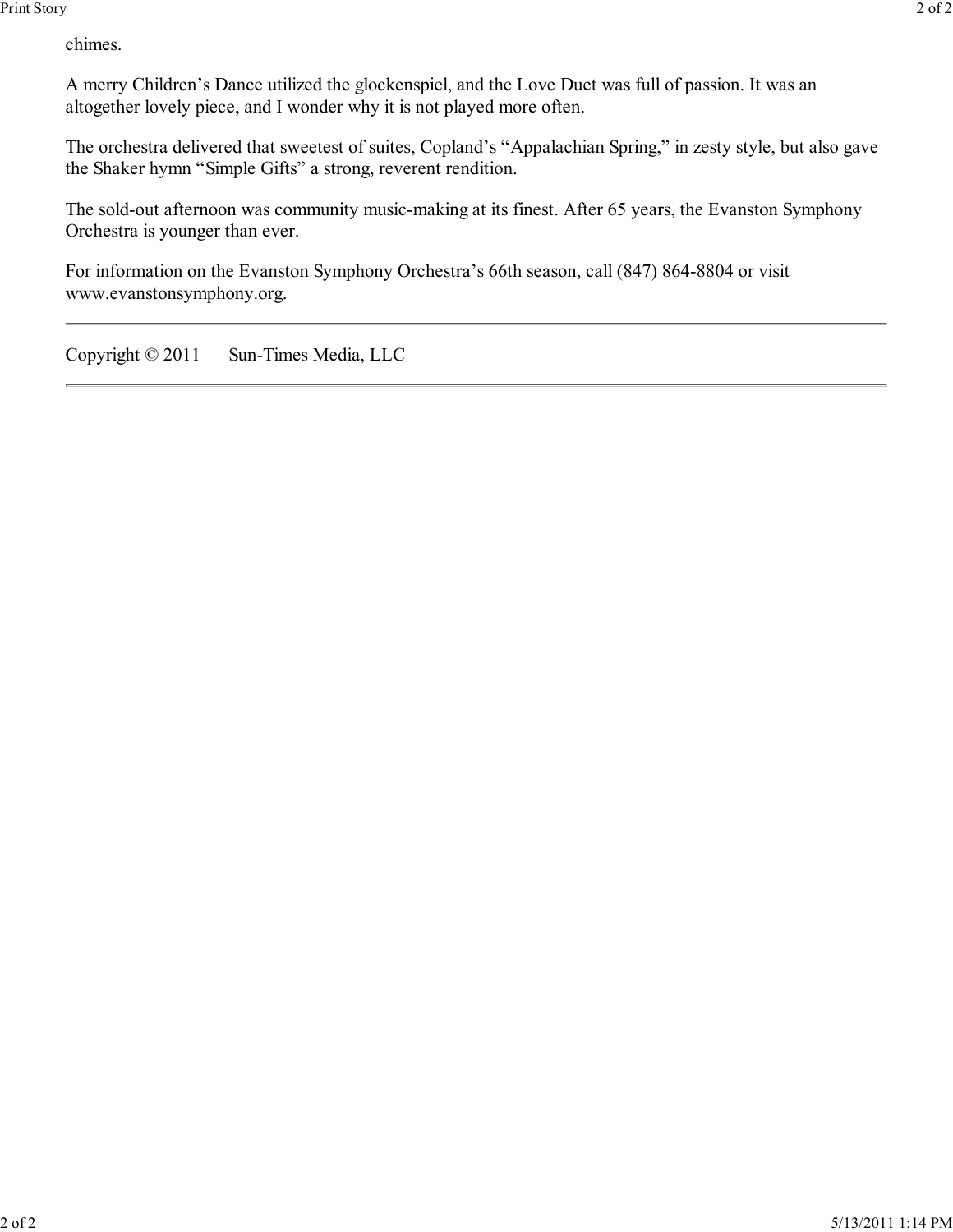chimes.

A merry Children's Dance utilized the glockenspiel, and the Love Duet was full of passion. It was an altogether lovely piece, and I wonder why it is not played more often.

The orchestra delivered that sweetest of suites, Copland's "Appalachian Spring," in zesty style, but also gave the Shaker hymn "Simple Gifts" a strong, reverent rendition.

The sold-out afternoon was community music-making at its finest. After 65 years, the Evanston Symphony Orchestra is younger than ever.

For information on the Evanston Symphony Orchestra's 66th season, call (847) 864-8804 or visit www.evanstonsymphony.org.

---

Copyright © 2011 — Sun-Times Media, LLC

---